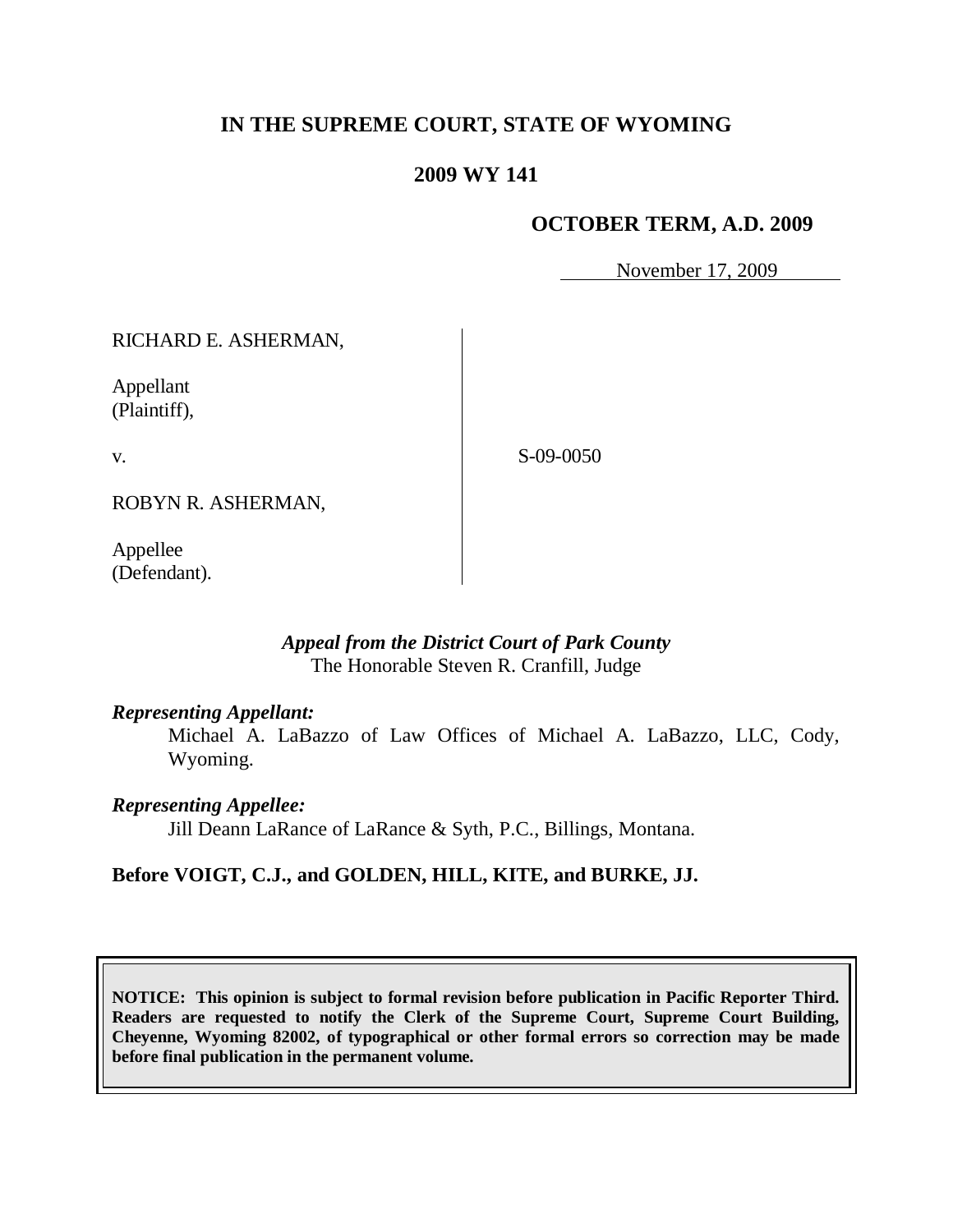# IN THE SUPREME COURT, STATE OF WYOMING

## 2009 WY 141

### OCTOBER TERM, A.D. 2009

November 17, 2009

| | |
|---|---|
| RICHARD E. ASHERMAN,<br><br>Appellant<br>(Plaintiff),<br><br>v.<br><br>ROBYN R. ASHERMAN,<br><br>Appellee<br>(Defendant). | S-09-0050 |

***Appeal from the District Court of Park County***
The Honorable Steven R. Cranfill, Judge

***Representing Appellant:***

Michael A. LaBazzo of Law Offices of Michael A. LaBazzo, LLC, Cody, Wyoming.

***Representing Appellee:***

Jill Deann LaRance of LaRance & Syth, P.C., Billings, Montana.

**Before VOIGT, C.J., and GOLDEN, HILL, KITE, and BURKE, JJ.**

**NOTICE: This opinion is subject to formal revision before publication in Pacific Reporter Third. Readers are requested to notify the Clerk of the Supreme Court, Supreme Court Building, Cheyenne, Wyoming 82002, of typographical or other formal errors so correction may be made before final publication in the permanent volume.**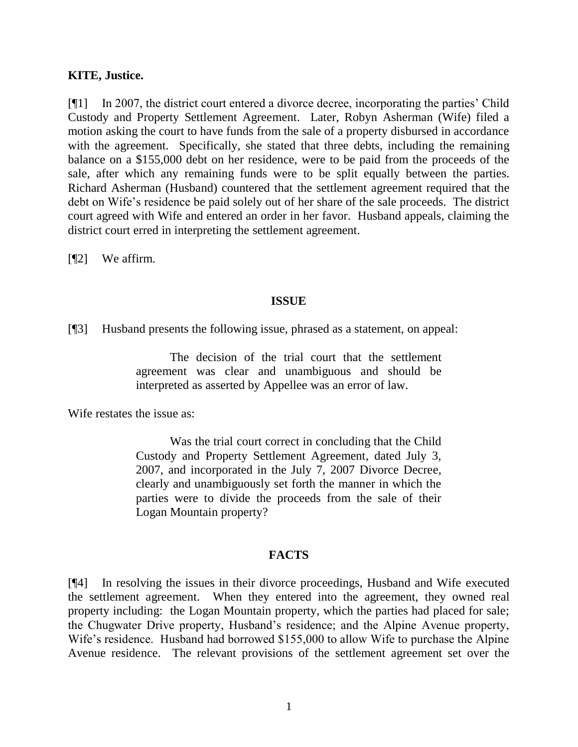**KITE, Justice.**

[¶1] In 2007, the district court entered a divorce decree, incorporating the parties' Child Custody and Property Settlement Agreement. Later, Robyn Asherman (Wife) filed a motion asking the court to have funds from the sale of a property disbursed in accordance with the agreement. Specifically, she stated that three debts, including the remaining balance on a $155,000 debt on her residence, were to be paid from the proceeds of the sale, after which any remaining funds were to be split equally between the parties. Richard Asherman (Husband) countered that the settlement agreement required that the debt on Wife's residence be paid solely out of her share of the sale proceeds. The district court agreed with Wife and entered an order in her favor. Husband appeals, claiming the district court erred in interpreting the settlement agreement.

[¶2] We affirm.

## ISSUE

[¶3] Husband presents the following issue, phrased as a statement, on appeal:

> The decision of the trial court that the settlement agreement was clear and unambiguous and should be interpreted as asserted by Appellee was an error of law.

Wife restates the issue as:

> Was the trial court correct in concluding that the Child Custody and Property Settlement Agreement, dated July 3, 2007, and incorporated in the July 7, 2007 Divorce Decree, clearly and unambiguously set forth the manner in which the parties were to divide the proceeds from the sale of their Logan Mountain property?

## FACTS

[¶4] In resolving the issues in their divorce proceedings, Husband and Wife executed the settlement agreement. When they entered into the agreement, they owned real property including: the Logan Mountain property, which the parties had placed for sale; the Chugwater Drive property, Husband's residence; and the Alpine Avenue property, Wife's residence. Husband had borrowed $155,000 to allow Wife to purchase the Alpine Avenue residence. The relevant provisions of the settlement agreement set over the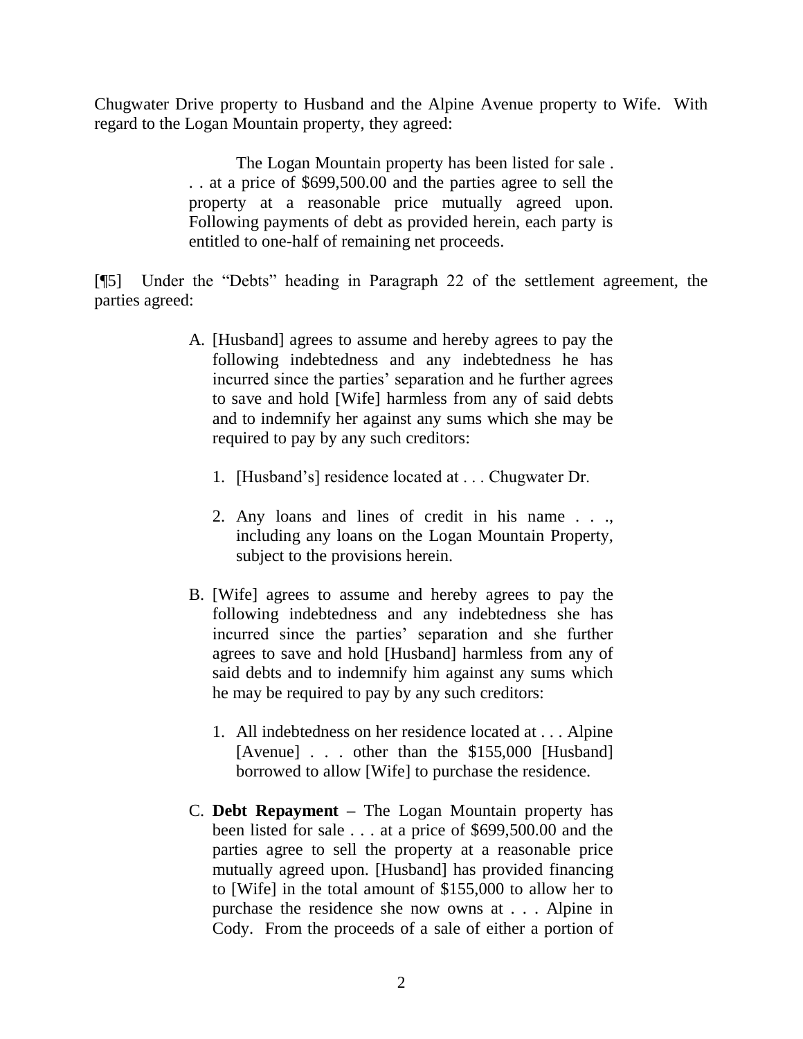Chugwater Drive property to Husband and the Alpine Avenue property to Wife. With regard to the Logan Mountain property, they agreed:

> The Logan Mountain property has been listed for sale . . . at a price of $699,500.00 and the parties agree to sell the property at a reasonable price mutually agreed upon. Following payments of debt as provided herein, each party is entitled to one-half of remaining net proceeds.

[¶5] Under the "Debts" heading in Paragraph 22 of the settlement agreement, the parties agreed:

> A. [Husband] agrees to assume and hereby agrees to pay the following indebtedness and any indebtedness he has incurred since the parties' separation and he further agrees to save and hold [Wife] harmless from any of said debts and to indemnify her against any sums which she may be required to pay by any such creditors:
>
> 1. [Husband's] residence located at . . . Chugwater Dr.
>
> 2. Any loans and lines of credit in his name . . ., including any loans on the Logan Mountain Property, subject to the provisions herein.
>
> B. [Wife] agrees to assume and hereby agrees to pay the following indebtedness and any indebtedness she has incurred since the parties' separation and she further agrees to save and hold [Husband] harmless from any of said debts and to indemnify him against any sums which he may be required to pay by any such creditors:
>
> 1. All indebtedness on her residence located at . . . Alpine [Avenue] . . . other than the $155,000 [Husband] borrowed to allow [Wife] to purchase the residence.
>
> C. **Debt Repayment –** The Logan Mountain property has been listed for sale . . . at a price of $699,500.00 and the parties agree to sell the property at a reasonable price mutually agreed upon. [Husband] has provided financing to [Wife] in the total amount of $155,000 to allow her to purchase the residence she now owns at . . . Alpine in Cody. From the proceeds of a sale of either a portion of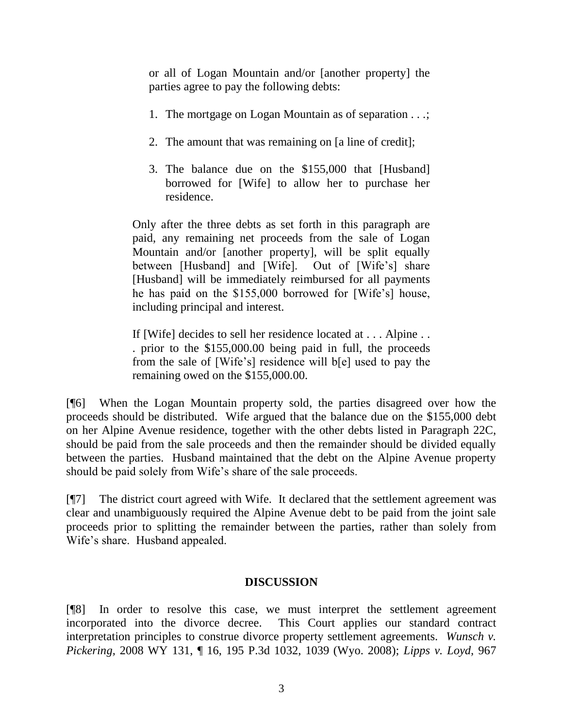> or all of Logan Mountain and/or [another property] the parties agree to pay the following debts:
>
> 1. The mortgage on Logan Mountain as of separation . . .;
>
> 2. The amount that was remaining on [a line of credit];
>
> 3. The balance due on the $155,000 that [Husband] borrowed for [Wife] to allow her to purchase her residence.
>
> Only after the three debts as set forth in this paragraph are paid, any remaining net proceeds from the sale of Logan Mountain and/or [another property], will be split equally between [Husband] and [Wife]. Out of [Wife's] share [Husband] will be immediately reimbursed for all payments he has paid on the $155,000 borrowed for [Wife's] house, including principal and interest.
>
> If [Wife] decides to sell her residence located at . . . Alpine . . . prior to the $155,000.00 being paid in full, the proceeds from the sale of [Wife's] residence will b[e] used to pay the remaining owed on the $155,000.00.

[¶6] When the Logan Mountain property sold, the parties disagreed over how the proceeds should be distributed. Wife argued that the balance due on the $155,000 debt on her Alpine Avenue residence, together with the other debts listed in Paragraph 22C, should be paid from the sale proceeds and then the remainder should be divided equally between the parties. Husband maintained that the debt on the Alpine Avenue property should be paid solely from Wife's share of the sale proceeds.

[¶7] The district court agreed with Wife. It declared that the settlement agreement was clear and unambiguously required the Alpine Avenue debt to be paid from the joint sale proceeds prior to splitting the remainder between the parties, rather than solely from Wife's share. Husband appealed.

## DISCUSSION

[¶8] In order to resolve this case, we must interpret the settlement agreement incorporated into the divorce decree. This Court applies our standard contract interpretation principles to construe divorce property settlement agreements. *Wunsch v. Pickering*, 2008 WY 131, ¶ 16, 195 P.3d 1032, 1039 (Wyo. 2008); *Lipps v. Loyd*, 967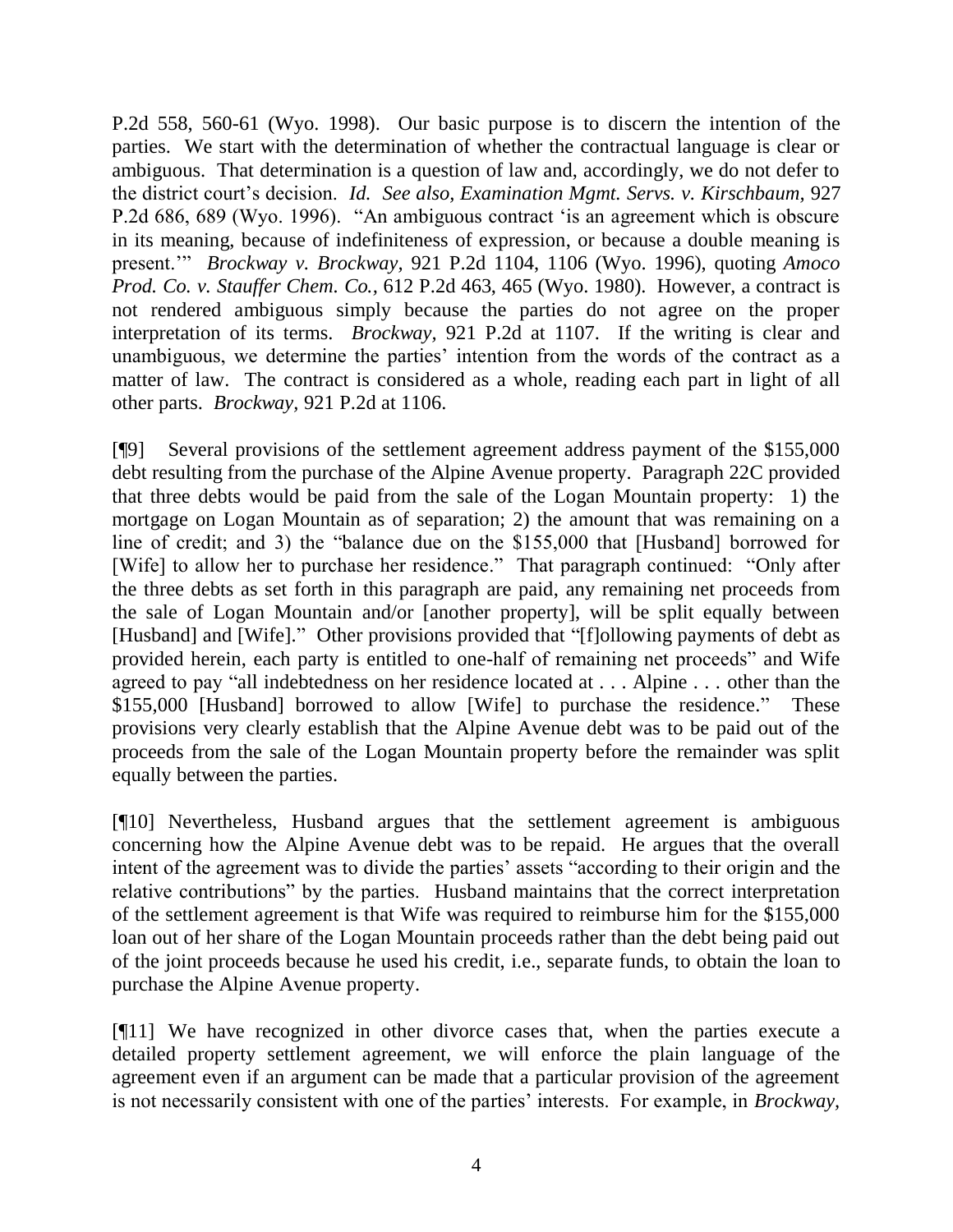P.2d 558, 560-61 (Wyo. 1998). Our basic purpose is to discern the intention of the parties. We start with the determination of whether the contractual language is clear or ambiguous. That determination is a question of law and, accordingly, we do not defer to the district court's decision. *Id. See also, Examination Mgmt. Servs. v. Kirschbaum,* 927 P.2d 686, 689 (Wyo. 1996). "An ambiguous contract 'is an agreement which is obscure in its meaning, because of indefiniteness of expression, or because a double meaning is present.'" *Brockway v. Brockway,* 921 P.2d 1104, 1106 (Wyo. 1996), quoting *Amoco Prod. Co. v. Stauffer Chem. Co.,* 612 P.2d 463, 465 (Wyo. 1980). However, a contract is not rendered ambiguous simply because the parties do not agree on the proper interpretation of its terms. *Brockway,* 921 P.2d at 1107. If the writing is clear and unambiguous, we determine the parties' intention from the words of the contract as a matter of law. The contract is considered as a whole, reading each part in light of all other parts. *Brockway,* 921 P.2d at 1106.

[¶9] Several provisions of the settlement agreement address payment of the $155,000 debt resulting from the purchase of the Alpine Avenue property. Paragraph 22C provided that three debts would be paid from the sale of the Logan Mountain property: 1) the mortgage on Logan Mountain as of separation; 2) the amount that was remaining on a line of credit; and 3) the "balance due on the $155,000 that [Husband] borrowed for [Wife] to allow her to purchase her residence." That paragraph continued: "Only after the three debts as set forth in this paragraph are paid, any remaining net proceeds from the sale of Logan Mountain and/or [another property], will be split equally between [Husband] and [Wife]." Other provisions provided that "[f]ollowing payments of debt as provided herein, each party is entitled to one-half of remaining net proceeds" and Wife agreed to pay "all indebtedness on her residence located at . . . Alpine . . . other than the $155,000 [Husband] borrowed to allow [Wife] to purchase the residence." These provisions very clearly establish that the Alpine Avenue debt was to be paid out of the proceeds from the sale of the Logan Mountain property before the remainder was split equally between the parties.

[¶10] Nevertheless, Husband argues that the settlement agreement is ambiguous concerning how the Alpine Avenue debt was to be repaid. He argues that the overall intent of the agreement was to divide the parties' assets "according to their origin and the relative contributions" by the parties. Husband maintains that the correct interpretation of the settlement agreement is that Wife was required to reimburse him for the $155,000 loan out of her share of the Logan Mountain proceeds rather than the debt being paid out of the joint proceeds because he used his credit, i.e., separate funds, to obtain the loan to purchase the Alpine Avenue property.

[¶11] We have recognized in other divorce cases that, when the parties execute a detailed property settlement agreement, we will enforce the plain language of the agreement even if an argument can be made that a particular provision of the agreement is not necessarily consistent with one of the parties' interests. For example, in *Brockway,*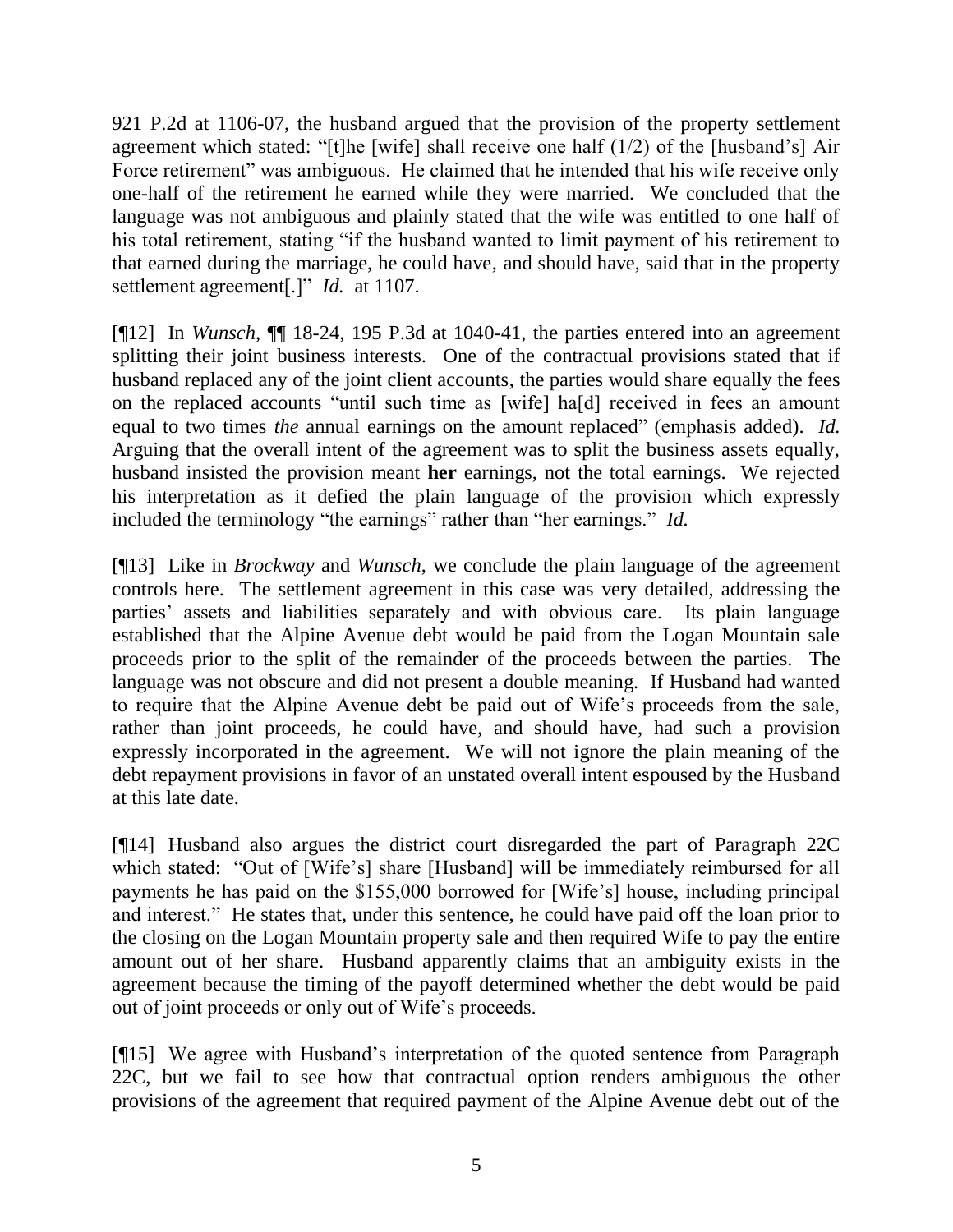921 P.2d at 1106-07, the husband argued that the provision of the property settlement agreement which stated: "[t]he [wife] shall receive one half (1/2) of the [husband's] Air Force retirement" was ambiguous. He claimed that he intended that his wife receive only one-half of the retirement he earned while they were married. We concluded that the language was not ambiguous and plainly stated that the wife was entitled to one half of his total retirement, stating "if the husband wanted to limit payment of his retirement to that earned during the marriage, he could have, and should have, said that in the property settlement agreement[.]" *Id.* at 1107.

[¶12] In *Wunsch*, ¶¶ 18-24, 195 P.3d at 1040-41, the parties entered into an agreement splitting their joint business interests. One of the contractual provisions stated that if husband replaced any of the joint client accounts, the parties would share equally the fees on the replaced accounts "until such time as [wife] ha[d] received in fees an amount equal to two times *the* annual earnings on the amount replaced" (emphasis added). *Id.* Arguing that the overall intent of the agreement was to split the business assets equally, husband insisted the provision meant **her** earnings, not the total earnings. We rejected his interpretation as it defied the plain language of the provision which expressly included the terminology "the earnings" rather than "her earnings." *Id.*

[¶13] Like in *Brockway* and *Wunsch*, we conclude the plain language of the agreement controls here. The settlement agreement in this case was very detailed, addressing the parties' assets and liabilities separately and with obvious care. Its plain language established that the Alpine Avenue debt would be paid from the Logan Mountain sale proceeds prior to the split of the remainder of the proceeds between the parties. The language was not obscure and did not present a double meaning. If Husband had wanted to require that the Alpine Avenue debt be paid out of Wife's proceeds from the sale, rather than joint proceeds, he could have, and should have, had such a provision expressly incorporated in the agreement. We will not ignore the plain meaning of the debt repayment provisions in favor of an unstated overall intent espoused by the Husband at this late date.

[¶14] Husband also argues the district court disregarded the part of Paragraph 22C which stated: "Out of [Wife's] share [Husband] will be immediately reimbursed for all payments he has paid on the $155,000 borrowed for [Wife's] house, including principal and interest." He states that, under this sentence, he could have paid off the loan prior to the closing on the Logan Mountain property sale and then required Wife to pay the entire amount out of her share. Husband apparently claims that an ambiguity exists in the agreement because the timing of the payoff determined whether the debt would be paid out of joint proceeds or only out of Wife's proceeds.

[¶15] We agree with Husband's interpretation of the quoted sentence from Paragraph 22C, but we fail to see how that contractual option renders ambiguous the other provisions of the agreement that required payment of the Alpine Avenue debt out of the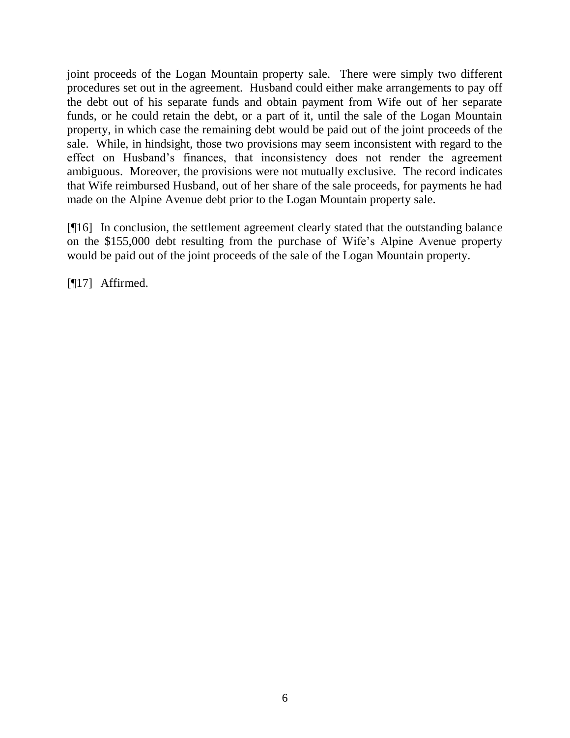joint proceeds of the Logan Mountain property sale. There were simply two different procedures set out in the agreement. Husband could either make arrangements to pay off the debt out of his separate funds and obtain payment from Wife out of her separate funds, or he could retain the debt, or a part of it, until the sale of the Logan Mountain property, in which case the remaining debt would be paid out of the joint proceeds of the sale. While, in hindsight, those two provisions may seem inconsistent with regard to the effect on Husband's finances, that inconsistency does not render the agreement ambiguous. Moreover, the provisions were not mutually exclusive. The record indicates that Wife reimbursed Husband, out of her share of the sale proceeds, for payments he had made on the Alpine Avenue debt prior to the Logan Mountain property sale.

[¶16] In conclusion, the settlement agreement clearly stated that the outstanding balance on the $155,000 debt resulting from the purchase of Wife's Alpine Avenue property would be paid out of the joint proceeds of the sale of the Logan Mountain property.

[¶17] Affirmed.